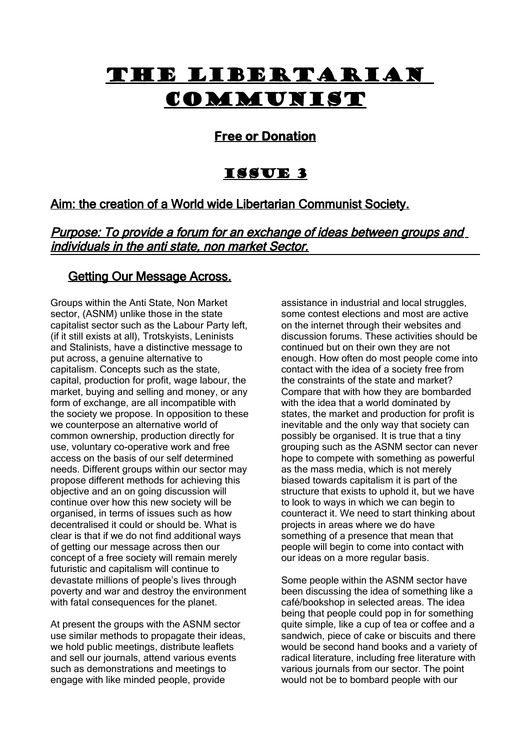# The Libertarian Communist

**Free or Donation**

## Issue 3

### Aim: the creation of a World wide Libertarian Communist Society.

### *Purpose: To provide a forum for an exchange of ideas between groups and individuals in the anti state, non market Sector.*

### Getting Our Message Across.

Groups within the Anti State, Non Market sector, (ASNM) unlike those in the state capitalist sector such as the Labour Party left, (if it still exists at all), Trotskyists, Leninists and Stalinists, have a distinctive message to put across, a genuine alternative to capitalism. Concepts such as the state, capital, production for profit, wage labour, the market, buying and selling and money, or any form of exchange, are all incompatible with the society we propose. In opposition to these we counterpose an alternative world of common ownership, production directly for use, voluntary co-operative work and free access on the basis of our self determined needs. Different groups within our sector may propose different methods for achieving this objective and an on going discussion will continue over how this new society will be organised, in terms of issues such as how decentralised it could or should be. What is clear is that if we do not find additional ways of getting our message across then our concept of a free society will remain merely futuristic and capitalism will continue to devastate millions of people's lives through poverty and war and destroy the environment with fatal consequences for the planet.

At present the groups with the ASNM sector use similar methods to propagate their ideas, we hold public meetings, distribute leaflets and sell our journals, attend various events such as demonstrations and meetings to engage with like minded people, provide assistance in industrial and local struggles, some contest elections and most are active on the internet through their websites and discussion forums. These activities should be continued but on their own they are not enough. How often do most people come into contact with the idea of a society free from the constraints of the state and market? Compare that with how they are bombarded with the idea that a world dominated by states, the market and production for profit is inevitable and the only way that society can possibly be organised. It is true that a tiny grouping such as the ASNM sector can never hope to compete with something as powerful as the mass media, which is not merely biased towards capitalism it is part of the structure that exists to uphold it, but we have to look to ways in which we can begin to counteract it. We need to start thinking about projects in areas where we do have something of a presence that mean that people will begin to come into contact with our ideas on a more regular basis.

Some people within the ASNM sector have been discussing the idea of something like a café/bookshop in selected areas. The idea being that people could pop in for something quite simple, like a cup of tea or coffee and a sandwich, piece of cake or biscuits and there would be second hand books and a variety of radical literature, including free literature with various journals from our sector. The point would not be to bombard people with our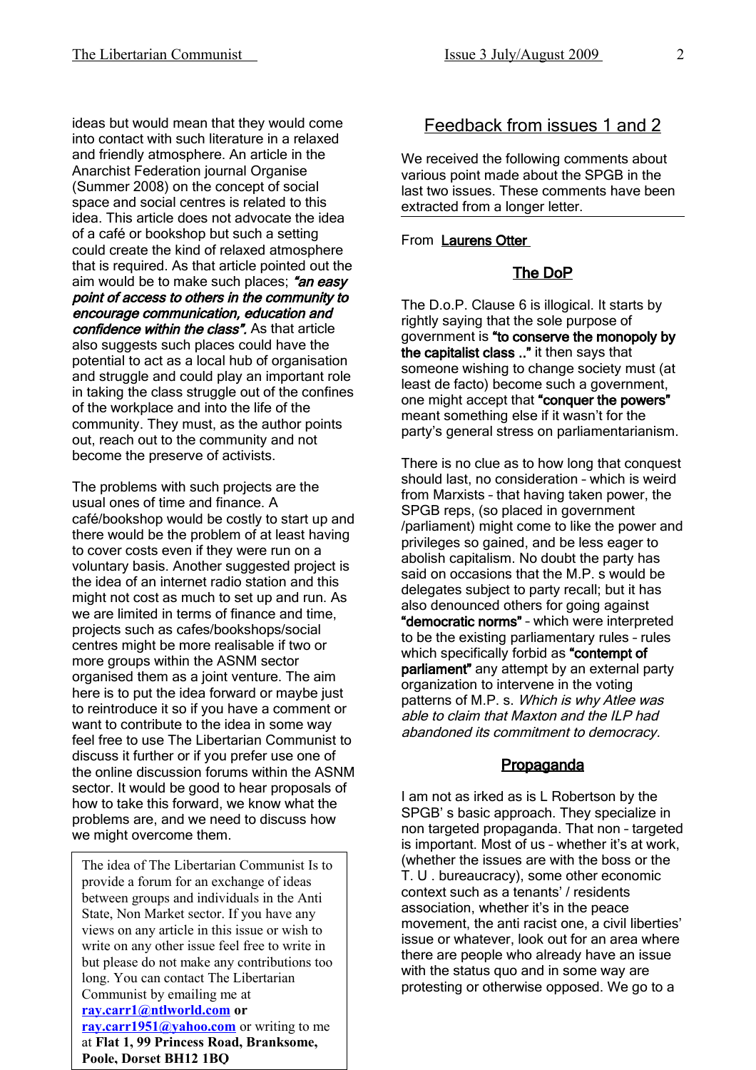ideas but would mean that they would come into contact with such literature in a relaxed and friendly atmosphere. An article in the Anarchist Federation journal Organise (Summer 2008) on the concept of social space and social centres is related to this idea. This article does not advocate the idea of a café or bookshop but such a setting could create the kind of relaxed atmosphere that is required. As that article pointed out the aim would be to make such places; ***"an easy point of access to others in the community to encourage communication, education and confidence within the class".*** As that article also suggests such places could have the potential to act as a local hub of organisation and struggle and could play an important role in taking the class struggle out of the confines of the workplace and into the life of the community. They must, as the author points out, reach out to the community and not become the preserve of activists.

The problems with such projects are the usual ones of time and finance. A café/bookshop would be costly to start up and there would be the problem of at least having to cover costs even if they were run on a voluntary basis. Another suggested project is the idea of an internet radio station and this might not cost as much to set up and run. As we are limited in terms of finance and time, projects such as cafes/bookshops/social centres might be more realisable if two or more groups within the ASNM sector organised them as a joint venture. The aim here is to put the idea forward or maybe just to reintroduce it so if you have a comment or want to contribute to the idea in some way feel free to use The Libertarian Communist to discuss it further or if you prefer use one of the online discussion forums within the ASNM sector. It would be good to hear proposals of how to take this forward, we know what the problems are, and we need to discuss how we might overcome them.

> The idea of The Libertarian Communist Is to provide a forum for an exchange of ideas between groups and individuals in the Anti State, Non Market sector. If you have any views on any article in this issue or wish to write on any other issue feel free to write in but please do not make any contributions too long. You can contact The Libertarian Communist by emailing me at **ray.carr1@ntlworld.com or ray.carr1951@yahoo.com** or writing to me at **Flat 1, 99 Princess Road, Branksome, Poole, Dorset BH12 1BQ**

## Feedback from issues 1 and 2

We received the following comments about various point made about the SPGB in the last two issues. These comments have been extracted from a longer letter.

From **Laurens Otter**

### The DoP

The D.o.P. Clause 6 is illogical. It starts by rightly saying that the sole purpose of government is **"to conserve the monopoly by the capitalist class .."** it then says that someone wishing to change society must (at least de facto) become such a government, one might accept that **"conquer the powers"** meant something else if it wasn't for the party's general stress on parliamentarianism.

There is no clue as to how long that conquest should last, no consideration – which is weird from Marxists – that having taken power, the SPGB reps, (so placed in government /parliament) might come to like the power and privileges so gained, and be less eager to abolish capitalism. No doubt the party has said on occasions that the M.P. s would be delegates subject to party recall; but it has also denounced others for going against **"democratic norms"** – which were interpreted to be the existing parliamentary rules – rules which specifically forbid as **"contempt of parliament"** any attempt by an external party organization to intervene in the voting patterns of M.P. s. *Which is why Atlee was able to claim that Maxton and the ILP had abandoned its commitment to democracy.*

### Propaganda

I am not as irked as is L Robertson by the SPGB' s basic approach. They specialize in non targeted propaganda. That non – targeted is important. Most of us – whether it's at work, (whether the issues are with the boss or the T. U . bureaucracy), some other economic context such as a tenants' / residents association, whether it's in the peace movement, the anti racist one, a civil liberties' issue or whatever, look out for an area where there are people who already have an issue with the status quo and in some way are protesting or otherwise opposed. We go to a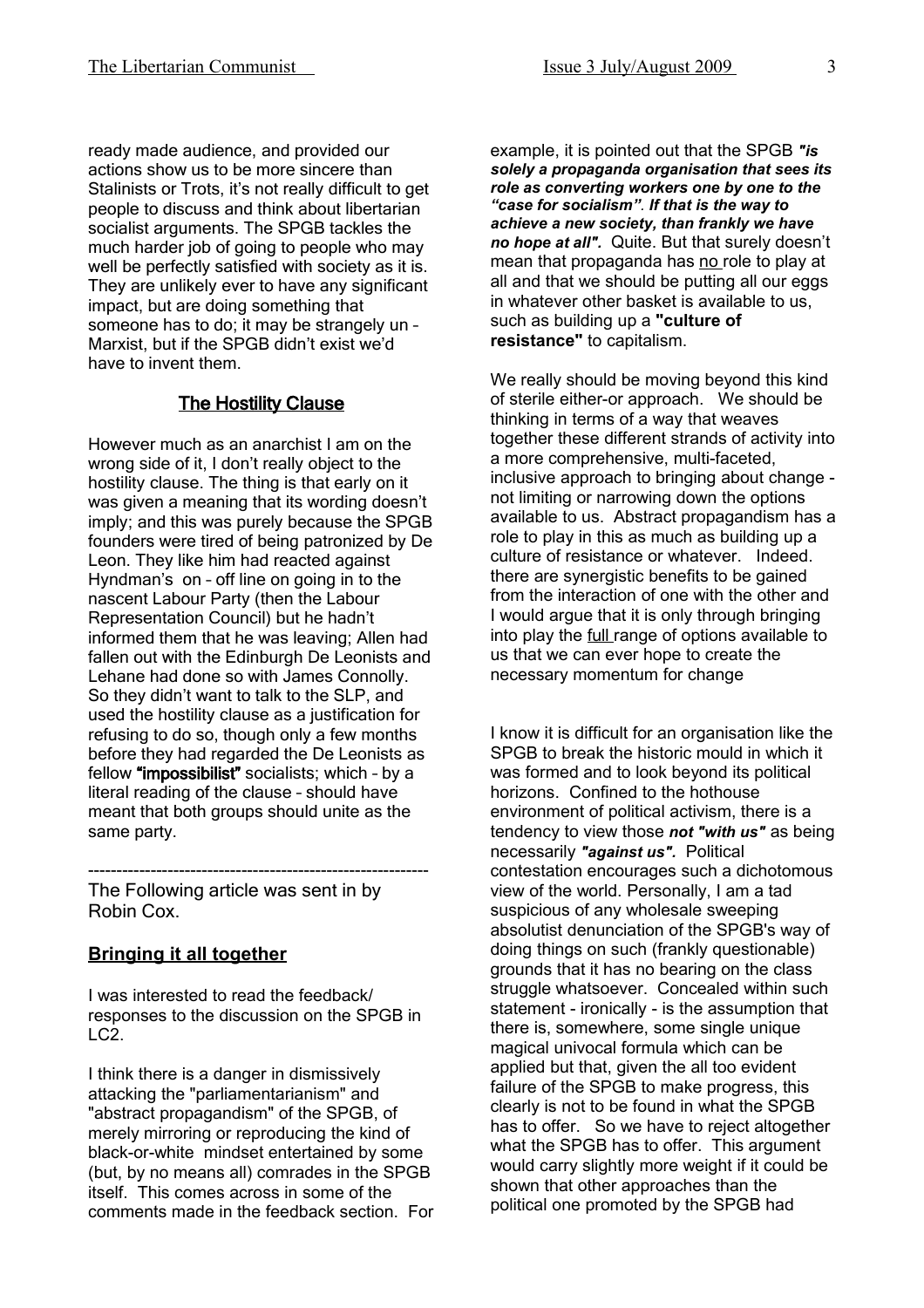ready made audience, and provided our actions show us to be more sincere than Stalinists or Trots, it's not really difficult to get people to discuss and think about libertarian socialist arguments. The SPGB tackles the much harder job of going to people who may well be perfectly satisfied with society as it is. They are unlikely ever to have any significant impact, but are doing something that someone has to do; it may be strangely un – Marxist, but if the SPGB didn't exist we'd have to invent them.

### The Hostility Clause

However much as an anarchist I am on the wrong side of it, I don't really object to the hostility clause. The thing is that early on it was given a meaning that its wording doesn't imply; and this was purely because the SPGB founders were tired of being patronized by De Leon. They like him had reacted against Hyndman's on – off line on going in to the nascent Labour Party (then the Labour Representation Council) but he hadn't informed them that he was leaving; Allen had fallen out with the Edinburgh De Leonists and Lehane had done so with James Connolly. So they didn't want to talk to the SLP, and used the hostility clause as a justification for refusing to do so, though only a few months before they had regarded the De Leonists as fellow **"impossibilist"** socialists; which – by a literal reading of the clause – should have meant that both groups should unite as the same party.

------------------------------------------------------------

The Following article was sent in by Robin Cox.

### Bringing it all together

I was interested to read the feedback/ responses to the discussion on the SPGB in LC2.

I think there is a danger in dismissively attacking the "parliamentarianism" and "abstract propagandism" of the SPGB, of merely mirroring or reproducing the kind of black-or-white mindset entertained by some (but, by no means all) comrades in the SPGB itself. This comes across in some of the comments made in the feedback section. For example, it is pointed out that the SPGB ***"is solely a propaganda organisation that sees its role as converting workers one by one to the "case for socialism". If that is the way to achieve a new society, than frankly we have no hope at all".*** Quite. But that surely doesn't mean that propaganda has no role to play at all and that we should be putting all our eggs in whatever other basket is available to us, such as building up a **"culture of resistance"** to capitalism.

We really should be moving beyond this kind of sterile either-or approach. We should be thinking in terms of a way that weaves together these different strands of activity into a more comprehensive, multi-faceted, inclusive approach to bringing about change - not limiting or narrowing down the options available to us. Abstract propagandism has a role to play in this as much as building up a culture of resistance or whatever. Indeed. there are synergistic benefits to be gained from the interaction of one with the other and I would argue that it is only through bringing into play the full range of options available to us that we can ever hope to create the necessary momentum for change

I know it is difficult for an organisation like the SPGB to break the historic mould in which it was formed and to look beyond its political horizons. Confined to the hothouse environment of political activism, there is a tendency to view those ***not "with us"*** as being necessarily ***"against us".*** Political contestation encourages such a dichotomous view of the world. Personally, I am a tad suspicious of any wholesale sweeping absolutist denunciation of the SPGB's way of doing things on such (frankly questionable) grounds that it has no bearing on the class struggle whatsoever. Concealed within such statement - ironically - is the assumption that there is, somewhere, some single unique magical univocal formula which can be applied but that, given the all too evident failure of the SPGB to make progress, this clearly is not to be found in what the SPGB has to offer. So we have to reject altogether what the SPGB has to offer. This argument would carry slightly more weight if it could be shown that other approaches than the political one promoted by the SPGB had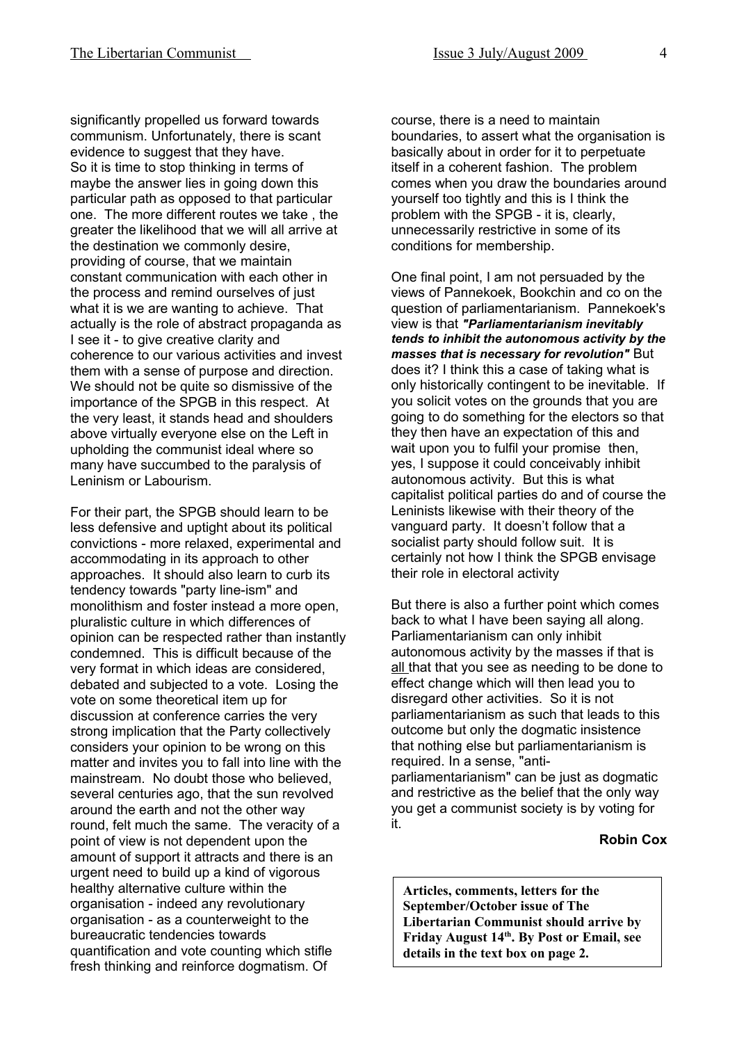significantly propelled us forward towards communism. Unfortunately, there is scant evidence to suggest that they have.
So it is time to stop thinking in terms of maybe the answer lies in going down this particular path as opposed to that particular one. The more different routes we take , the greater the likelihood that we will all arrive at the destination we commonly desire, providing of course, that we maintain constant communication with each other in the process and remind ourselves of just what it is we are wanting to achieve. That actually is the role of abstract propaganda as I see it - to give creative clarity and coherence to our various activities and invest them with a sense of purpose and direction. We should not be quite so dismissive of the importance of the SPGB in this respect. At the very least, it stands head and shoulders above virtually everyone else on the Left in upholding the communist ideal where so many have succumbed to the paralysis of Leninism or Labourism.

For their part, the SPGB should learn to be less defensive and uptight about its political convictions - more relaxed, experimental and accommodating in its approach to other approaches. It should also learn to curb its tendency towards "party line-ism" and monolithism and foster instead a more open, pluralistic culture in which differences of opinion can be respected rather than instantly condemned. This is difficult because of the very format in which ideas are considered, debated and subjected to a vote. Losing the vote on some theoretical item up for discussion at conference carries the very strong implication that the Party collectively considers your opinion to be wrong on this matter and invites you to fall into line with the mainstream. No doubt those who believed, several centuries ago, that the sun revolved around the earth and not the other way round, felt much the same. The veracity of a point of view is not dependent upon the amount of support it attracts and there is an urgent need to build up a kind of vigorous healthy alternative culture within the organisation - indeed any revolutionary organisation - as a counterweight to the bureaucratic tendencies towards quantification and vote counting which stifle fresh thinking and reinforce dogmatism. Of course, there is a need to maintain boundaries, to assert what the organisation is basically about in order for it to perpetuate itself in a coherent fashion. The problem comes when you draw the boundaries around yourself too tightly and this is I think the problem with the SPGB - it is, clearly, unnecessarily restrictive in some of its conditions for membership.

One final point, I am not persuaded by the views of Pannekoek, Bookchin and co on the question of parliamentarianism. Pannekoek's view is that ***"Parliamentarianism inevitably tends to inhibit the autonomous activity by the masses that is necessary for revolution"*** But does it? I think this a case of taking what is only historically contingent to be inevitable. If you solicit votes on the grounds that you are going to do something for the electors so that they then have an expectation of this and wait upon you to fulfil your promise then, yes, I suppose it could conceivably inhibit autonomous activity. But this is what capitalist political parties do and of course the Leninists likewise with their theory of the vanguard party. It doesn't follow that a socialist party should follow suit. It is certainly not how I think the SPGB envisage their role in electoral activity

But there is also a further point which comes back to what I have been saying all along. Parliamentarianism can only inhibit autonomous activity by the masses if that is all that that you see as needing to be done to effect change which will then lead you to disregard other activities. So it is not parliamentarianism as such that leads to this outcome but only the dogmatic insistence that nothing else but parliamentarianism is required. In a sense, "anti-parliamentarianism" can be just as dogmatic and restrictive as the belief that the only way you get a communist society is by voting for it.

**Robin Cox**

**Articles, comments, letters for the September/October issue of The Libertarian Communist should arrive by Friday August 14th. By Post or Email, see details in the text box on page 2.**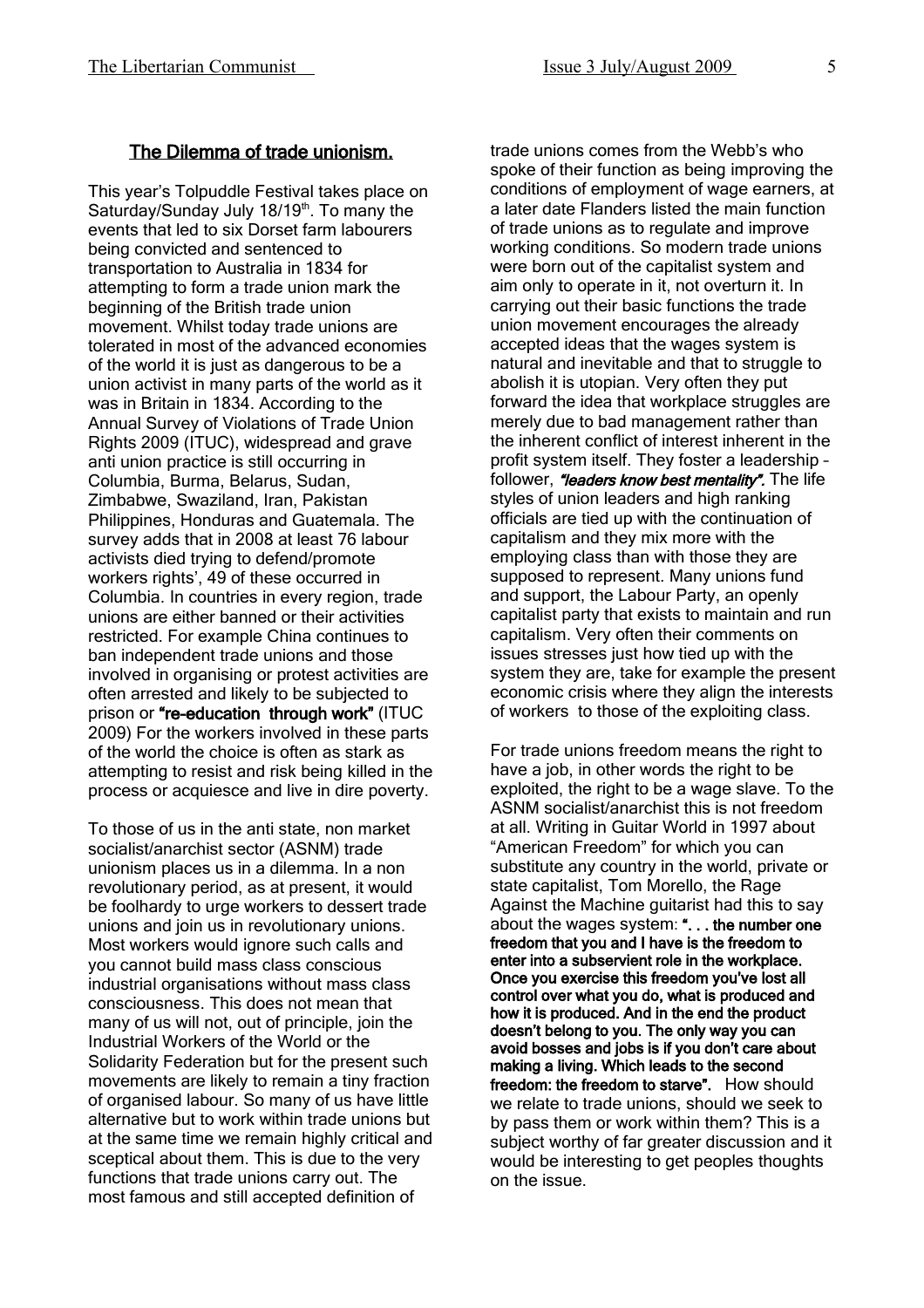## The Dilemma of trade unionism.

This year's Tolpuddle Festival takes place on Saturday/Sunday July 18/19th. To many the events that led to six Dorset farm labourers being convicted and sentenced to transportation to Australia in 1834 for attempting to form a trade union mark the beginning of the British trade union movement. Whilst today trade unions are tolerated in most of the advanced economies of the world it is just as dangerous to be a union activist in many parts of the world as it was in Britain in 1834. According to the Annual Survey of Violations of Trade Union Rights 2009 (ITUC), widespread and grave anti union practice is still occurring in Columbia, Burma, Belarus, Sudan, Zimbabwe, Swaziland, Iran, Pakistan Philippines, Honduras and Guatemala. The survey adds that in 2008 at least 76 labour activists died trying to defend/promote workers rights', 49 of these occurred in Columbia. In countries in every region, trade unions are either banned or their activities restricted. For example China continues to ban independent trade unions and those involved in organising or protest activities are often arrested and likely to be subjected to prison or **"re-education through work"** (ITUC 2009) For the workers involved in these parts of the world the choice is often as stark as attempting to resist and risk being killed in the process or acquiesce and live in dire poverty.

To those of us in the anti state, non market socialist/anarchist sector (ASNM) trade unionism places us in a dilemma. In a non revolutionary period, as at present, it would be foolhardy to urge workers to dessert trade unions and join us in revolutionary unions. Most workers would ignore such calls and you cannot build mass class conscious industrial organisations without mass class consciousness. This does not mean that many of us will not, out of principle, join the Industrial Workers of the World or the Solidarity Federation but for the present such movements are likely to remain a tiny fraction of organised labour. So many of us have little alternative but to work within trade unions but at the same time we remain highly critical and sceptical about them. This is due to the very functions that trade unions carry out. The most famous and still accepted definition of trade unions comes from the Webb's who spoke of their function as being improving the conditions of employment of wage earners, at a later date Flanders listed the main function of trade unions as to regulate and improve working conditions. So modern trade unions were born out of the capitalist system and aim only to operate in it, not overturn it. In carrying out their basic functions the trade union movement encourages the already accepted ideas that the wages system is natural and inevitable and that to struggle to abolish it is utopian. Very often they put forward the idea that workplace struggles are merely due to bad management rather than the inherent conflict of interest inherent in the profit system itself. They foster a leadership – follower, ***"leaders know best mentality"***. The life styles of union leaders and high ranking officials are tied up with the continuation of capitalism and they mix more with the employing class than with those they are supposed to represent. Many unions fund and support, the Labour Party, an openly capitalist party that exists to maintain and run capitalism. Very often their comments on issues stresses just how tied up with the system they are, take for example the present economic crisis where they align the interests of workers to those of the exploiting class.

For trade unions freedom means the right to have a job, in other words the right to be exploited, the right to be a wage slave. To the ASNM socialist/anarchist this is not freedom at all. Writing in Guitar World in 1997 about "American Freedom" for which you can substitute any country in the world, private or state capitalist, Tom Morello, the Rage Against the Machine guitarist had this to say about the wages system: **". . . the number one freedom that you and I have is the freedom to enter into a subservient role in the workplace. Once you exercise this freedom you've lost all control over what you do, what is produced and how it is produced. And in the end the product doesn't belong to you. The only way you can avoid bosses and jobs is if you don't care about making a living. Which leads to the second freedom: the freedom to starve".** How should we relate to trade unions, should we seek to by pass them or work within them? This is a subject worthy of far greater discussion and it would be interesting to get peoples thoughts on the issue.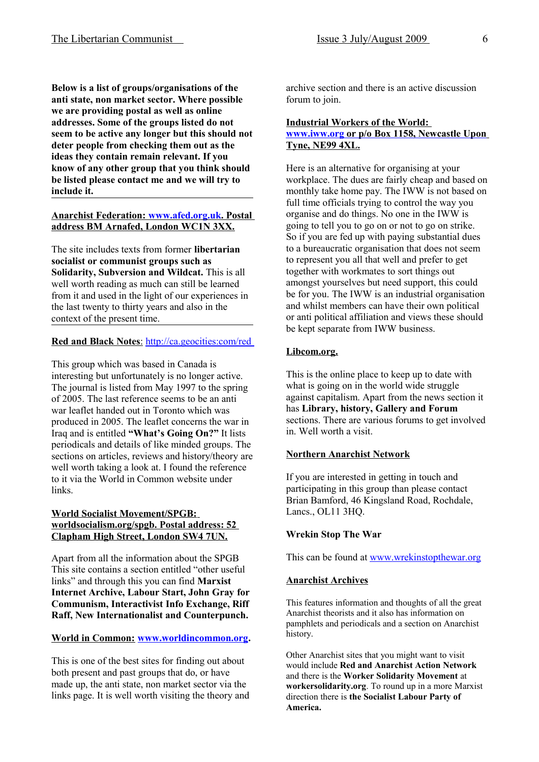**Below is a list of groups/organisations of the anti state, non market sector. Where possible we are providing postal as well as online addresses. Some of the groups listed do not seem to be active any longer but this should not deter people from checking them out as the ideas they contain remain relevant. If you know of any other group that you think should be listed please contact me and we will try to include it.**

**Anarchist Federation: www.afed.org.uk. Postal address BM Arnafed, London WC1N 3XX.**

The site includes texts from former **libertarian socialist or communist groups such as Solidarity, Subversion and Wildcat.** This is all well worth reading as much can still be learned from it and used in the light of our experiences in the last twenty to thirty years and also in the context of the present time.

**Red and Black Notes**: http://ca.geocities:com/red

This group which was based in Canada is interesting but unfortunately is no longer active. The journal is listed from May 1997 to the spring of 2005. The last reference seems to be an anti war leaflet handed out in Toronto which was produced in 2005. The leaflet concerns the war in Iraq and is entitled **"What's Going On?"** It lists periodicals and details of like minded groups. The sections on articles, reviews and history/theory are well worth taking a look at. I found the reference to it via the World in Common website under links.

**World Socialist Movement/SPGB: worldsocialism.org/spgb. Postal address: 52 Clapham High Street, London SW4 7UN.**

Apart from all the information about the SPGB This site contains a section entitled "other useful links" and through this you can find **Marxist Internet Archive, Labour Start, John Gray for Communism, Interactivist Info Exchange, Riff Raff, New Internationalist and Counterpunch.**

**World in Common: www.worldincommon.org.**

This is one of the best sites for finding out about both present and past groups that do, or have made up, the anti state, non market sector via the links page. It is well worth visiting the theory and archive section and there is an active discussion forum to join.

**Industrial Workers of the World: www.iww.org or p/o Box 1158, Newcastle Upon Tyne, NE99 4XL.**

Here is an alternative for organising at your workplace. The dues are fairly cheap and based on monthly take home pay. The IWW is not based on full time officials trying to control the way you organise and do things. No one in the IWW is going to tell you to go on or not to go on strike. So if you are fed up with paying substantial dues to a bureaucratic organisation that does not seem to represent you all that well and prefer to get together with workmates to sort things out amongst yourselves but need support, this could be for you. The IWW is an industrial organisation and whilst members can have their own political or anti political affiliation and views these should be kept separate from IWW business.

**Libcom.org.**

This is the online place to keep up to date with what is going on in the world wide struggle against capitalism. Apart from the news section it has **Library, history, Gallery and Forum** sections. There are various forums to get involved in. Well worth a visit.

**Northern Anarchist Network**

If you are interested in getting in touch and participating in this group than please contact Brian Bamford, 46 Kingsland Road, Rochdale, Lancs., OL11 3HQ.

**Wrekin Stop The War**

This can be found at www.wrekinstopthewar.org

**Anarchist Archives**

This features information and thoughts of all the great Anarchist theorists and it also has information on pamphlets and periodicals and a section on Anarchist history.

Other Anarchist sites that you might want to visit would include **Red and Anarchist Action Network** and there is the **Worker Solidarity Movement** at **workersolidarity.org**. To round up in a more Marxist direction there is **the Socialist Labour Party of America.**